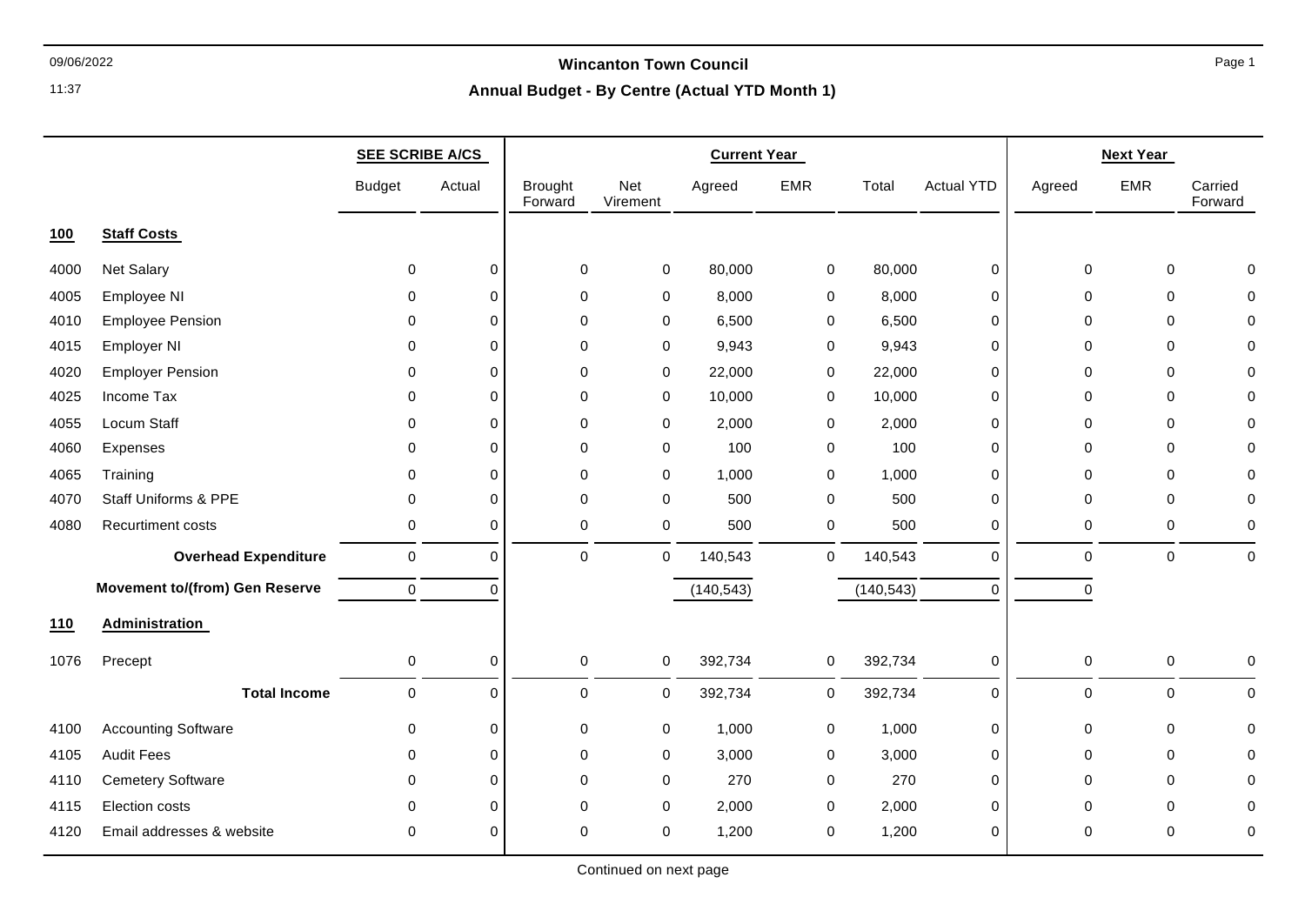# Wincanton Town Council

## Annual Budget - By Centre (Actual YTD Month 1)

| | | SEE SCRIBE A/CS | | Current Year | | | | | | Next Year | | |
|---|---|---|---|---|---|---|---|---|---|---|---|---|
| | | Budget | Actual | Brought Forward | Net Virement | Agreed | EMR | Total | Actual YTD | Agreed | EMR | Carried Forward |
| **100** | **Staff Costs** | | | | | | | | | | | |
| 4000 | Net Salary | 0 | 0 | 0 | 0 | 80,000 | 0 | 80,000 | 0 | 0 | 0 | 0 |
| 4005 | Employee NI | 0 | 0 | 0 | 0 | 8,000 | 0 | 8,000 | 0 | 0 | 0 | 0 |
| 4010 | Employee Pension | 0 | 0 | 0 | 0 | 6,500 | 0 | 6,500 | 0 | 0 | 0 | 0 |
| 4015 | Employer NI | 0 | 0 | 0 | 0 | 9,943 | 0 | 9,943 | 0 | 0 | 0 | 0 |
| 4020 | Employer Pension | 0 | 0 | 0 | 0 | 22,000 | 0 | 22,000 | 0 | 0 | 0 | 0 |
| 4025 | Income Tax | 0 | 0 | 0 | 0 | 10,000 | 0 | 10,000 | 0 | 0 | 0 | 0 |
| 4055 | Locum Staff | 0 | 0 | 0 | 0 | 2,000 | 0 | 2,000 | 0 | 0 | 0 | 0 |
| 4060 | Expenses | 0 | 0 | 0 | 0 | 100 | 0 | 100 | 0 | 0 | 0 | 0 |
| 4065 | Training | 0 | 0 | 0 | 0 | 1,000 | 0 | 1,000 | 0 | 0 | 0 | 0 |
| 4070 | Staff Uniforms & PPE | 0 | 0 | 0 | 0 | 500 | 0 | 500 | 0 | 0 | 0 | 0 |
| 4080 | Recurtiment costs | 0 | 0 | 0 | 0 | 500 | 0 | 500 | 0 | 0 | 0 | 0 |
| | **Overhead Expenditure** | 0 | 0 | 0 | 0 | 140,543 | 0 | 140,543 | 0 | 0 | 0 | 0 |
| | **Movement to/(from) Gen Reserve** | 0 | 0 | | | (140,543) | | (140,543) | 0 | 0 | | |
| **110** | **Administration** | | | | | | | | | | | |
| 1076 | Precept | 0 | 0 | 0 | 0 | 392,734 | 0 | 392,734 | 0 | 0 | 0 | 0 |
| | **Total Income** | 0 | 0 | 0 | 0 | 392,734 | 0 | 392,734 | 0 | 0 | 0 | 0 |
| 4100 | Accounting Software | 0 | 0 | 0 | 0 | 1,000 | 0 | 1,000 | 0 | 0 | 0 | 0 |
| 4105 | Audit Fees | 0 | 0 | 0 | 0 | 3,000 | 0 | 3,000 | 0 | 0 | 0 | 0 |
| 4110 | Cemetery Software | 0 | 0 | 0 | 0 | 270 | 0 | 270 | 0 | 0 | 0 | 0 |
| 4115 | Election costs | 0 | 0 | 0 | 0 | 2,000 | 0 | 2,000 | 0 | 0 | 0 | 0 |
| 4120 | Email addresses & website | 0 | 0 | 0 | 0 | 1,200 | 0 | 1,200 | 0 | 0 | 0 | 0 |

Continued on next page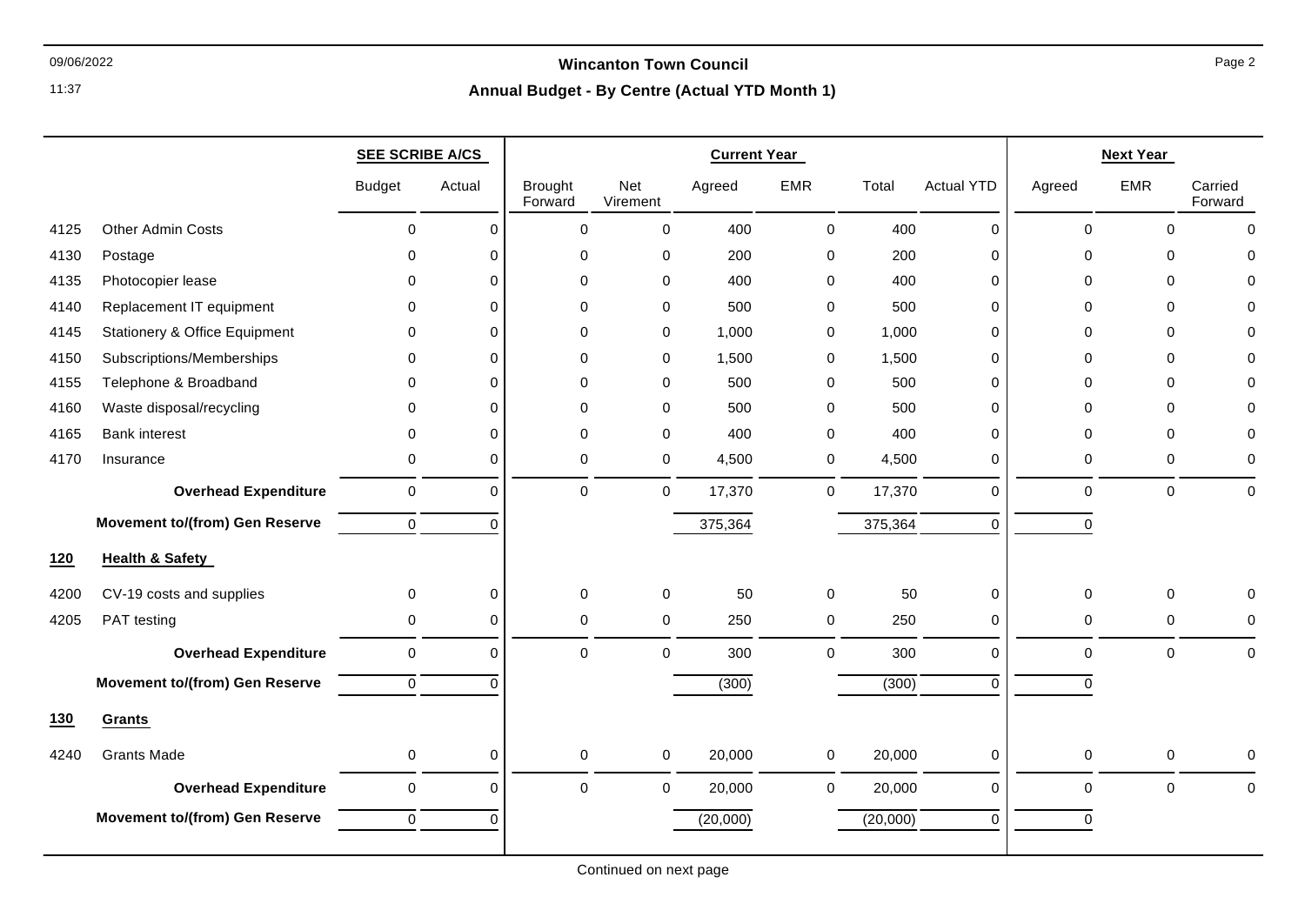**Wincanton Town Council**

**Annual Budget - By Centre (Actual YTD Month 1)**

| | | SEE SCRIBE A/CS | | Current Year | | | | | | Next Year | | |
|---|---|---|---|---|---|---|---|---|---|---|---|---|
| | | Budget | Actual | Brought Forward | Net Virement | Agreed | EMR | Total | Actual YTD | Agreed | EMR | Carried Forward |
| 4125 | Other Admin Costs | 0 | 0 | 0 | 0 | 400 | 0 | 400 | 0 | 0 | 0 | 0 |
| 4130 | Postage | 0 | 0 | 0 | 0 | 200 | 0 | 200 | 0 | 0 | 0 | 0 |
| 4135 | Photocopier lease | 0 | 0 | 0 | 0 | 400 | 0 | 400 | 0 | 0 | 0 | 0 |
| 4140 | Replacement IT equipment | 0 | 0 | 0 | 0 | 500 | 0 | 500 | 0 | 0 | 0 | 0 |
| 4145 | Stationery & Office Equipment | 0 | 0 | 0 | 0 | 1,000 | 0 | 1,000 | 0 | 0 | 0 | 0 |
| 4150 | Subscriptions/Memberships | 0 | 0 | 0 | 0 | 1,500 | 0 | 1,500 | 0 | 0 | 0 | 0 |
| 4155 | Telephone & Broadband | 0 | 0 | 0 | 0 | 500 | 0 | 500 | 0 | 0 | 0 | 0 |
| 4160 | Waste disposal/recycling | 0 | 0 | 0 | 0 | 500 | 0 | 500 | 0 | 0 | 0 | 0 |
| 4165 | Bank interest | 0 | 0 | 0 | 0 | 400 | 0 | 400 | 0 | 0 | 0 | 0 |
| 4170 | Insurance | 0 | 0 | 0 | 0 | 4,500 | 0 | 4,500 | 0 | 0 | 0 | 0 |
| | **Overhead Expenditure** | 0 | 0 | 0 | 0 | 17,370 | 0 | 17,370 | 0 | 0 | 0 | 0 |
| | **Movement to/(from) Gen Reserve** | 0 | 0 | | | 375,364 | | 375,364 | 0 | 0 | | |
| **120** | **Health & Safety** | | | | | | | | | | | |
| 4200 | CV-19 costs and supplies | 0 | 0 | 0 | 0 | 50 | 0 | 50 | 0 | 0 | 0 | 0 |
| 4205 | PAT testing | 0 | 0 | 0 | 0 | 250 | 0 | 250 | 0 | 0 | 0 | 0 |
| | **Overhead Expenditure** | 0 | 0 | 0 | 0 | 300 | 0 | 300 | 0 | 0 | 0 | 0 |
| | **Movement to/(from) Gen Reserve** | 0 | 0 | | | (300) | | (300) | 0 | 0 | | |
| **130** | **Grants** | | | | | | | | | | | |
| 4240 | Grants Made | 0 | 0 | 0 | 0 | 20,000 | 0 | 20,000 | 0 | 0 | 0 | 0 |
| | **Overhead Expenditure** | 0 | 0 | 0 | 0 | 20,000 | 0 | 20,000 | 0 | 0 | 0 | 0 |
| | **Movement to/(from) Gen Reserve** | 0 | 0 | | | (20,000) | | (20,000) | 0 | 0 | | |

Continued on next page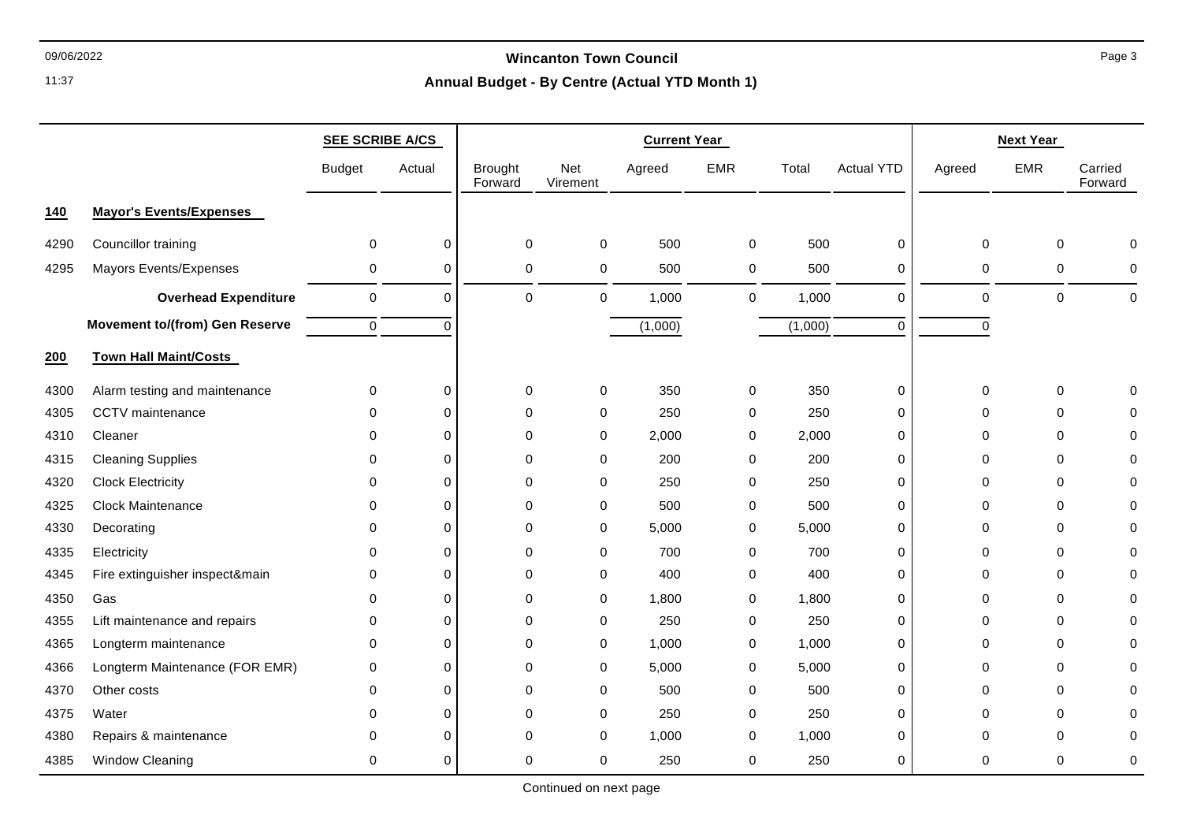# Wincanton Town Council

## Annual Budget - By Centre (Actual YTD Month 1)

| | | SEE SCRIBE A/CS | | Current Year | | | | | | Next Year | | |
|---|---|---|---|---|---|---|---|---|---|---|---|---|
| | | Budget | Actual | Brought Forward | Net Virement | Agreed | EMR | Total | Actual YTD | Agreed | EMR | Carried Forward |
| **140** | **Mayor's Events/Expenses** | | | | | | | | | | | |
| 4290 | Councillor training | 0 | 0 | 0 | 0 | 500 | 0 | 500 | 0 | 0 | 0 | 0 |
| 4295 | Mayors Events/Expenses | 0 | 0 | 0 | 0 | 500 | 0 | 500 | 0 | 0 | 0 | 0 |
| | **Overhead Expenditure** | 0 | 0 | 0 | 0 | 1,000 | 0 | 1,000 | 0 | 0 | 0 | 0 |
| | **Movement to/(from) Gen Reserve** | 0 | 0 | | | (1,000) | | (1,000) | 0 | 0 | | |
| **200** | **Town Hall Maint/Costs** | | | | | | | | | | | |
| 4300 | Alarm testing and maintenance | 0 | 0 | 0 | 0 | 350 | 0 | 350 | 0 | 0 | 0 | 0 |
| 4305 | CCTV maintenance | 0 | 0 | 0 | 0 | 250 | 0 | 250 | 0 | 0 | 0 | 0 |
| 4310 | Cleaner | 0 | 0 | 0 | 0 | 2,000 | 0 | 2,000 | 0 | 0 | 0 | 0 |
| 4315 | Cleaning Supplies | 0 | 0 | 0 | 0 | 200 | 0 | 200 | 0 | 0 | 0 | 0 |
| 4320 | Clock Electricity | 0 | 0 | 0 | 0 | 250 | 0 | 250 | 0 | 0 | 0 | 0 |
| 4325 | Clock Maintenance | 0 | 0 | 0 | 0 | 500 | 0 | 500 | 0 | 0 | 0 | 0 |
| 4330 | Decorating | 0 | 0 | 0 | 0 | 5,000 | 0 | 5,000 | 0 | 0 | 0 | 0 |
| 4335 | Electricity | 0 | 0 | 0 | 0 | 700 | 0 | 700 | 0 | 0 | 0 | 0 |
| 4345 | Fire extinguisher inspect&main | 0 | 0 | 0 | 0 | 400 | 0 | 400 | 0 | 0 | 0 | 0 |
| 4350 | Gas | 0 | 0 | 0 | 0 | 1,800 | 0 | 1,800 | 0 | 0 | 0 | 0 |
| 4355 | Lift maintenance and repairs | 0 | 0 | 0 | 0 | 250 | 0 | 250 | 0 | 0 | 0 | 0 |
| 4365 | Longterm maintenance | 0 | 0 | 0 | 0 | 1,000 | 0 | 1,000 | 0 | 0 | 0 | 0 |
| 4366 | Longterm Maintenance (FOR EMR) | 0 | 0 | 0 | 0 | 5,000 | 0 | 5,000 | 0 | 0 | 0 | 0 |
| 4370 | Other costs | 0 | 0 | 0 | 0 | 500 | 0 | 500 | 0 | 0 | 0 | 0 |
| 4375 | Water | 0 | 0 | 0 | 0 | 250 | 0 | 250 | 0 | 0 | 0 | 0 |
| 4380 | Repairs & maintenance | 0 | 0 | 0 | 0 | 1,000 | 0 | 1,000 | 0 | 0 | 0 | 0 |
| 4385 | Window Cleaning | 0 | 0 | 0 | 0 | 250 | 0 | 250 | 0 | 0 | 0 | 0 |

Continued on next page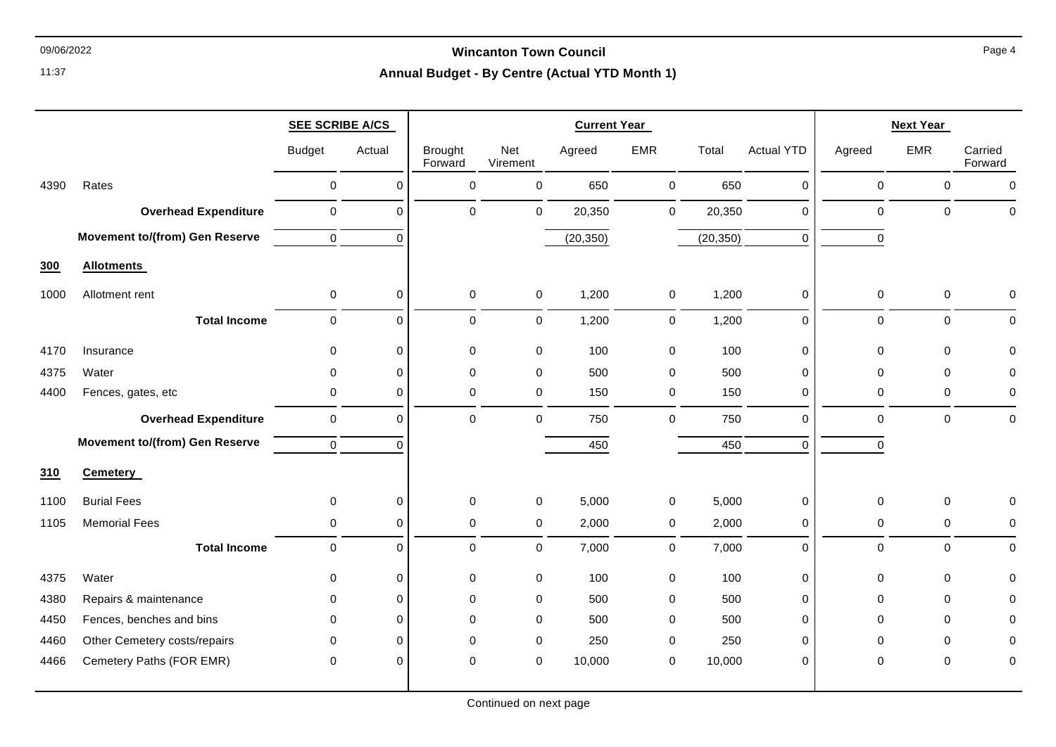## Wincanton Town Council

### Annual Budget - By Centre (Actual YTD Month 1)

| | | SEE SCRIBE A/CS | | Current Year | | | | | | Next Year | | |
|---|---|---|---|---|---|---|---|---|---|---|---|---|
| | | Budget | Actual | Brought Forward | Net Virement | Agreed | EMR | Total | Actual YTD | Agreed | EMR | Carried Forward |
| 4390 | Rates | 0 | 0 | 0 | 0 | 650 | 0 | 650 | 0 | 0 | 0 | 0 |
| | **Overhead Expenditure** | 0 | 0 | 0 | 0 | 20,350 | 0 | 20,350 | 0 | 0 | 0 | 0 |
| | **Movement to/(from) Gen Reserve** | 0 | 0 | | | (20,350) | | (20,350) | 0 | 0 | | |
| **300** | **Allotments** | | | | | | | | | | | |
| 1000 | Allotment rent | 0 | 0 | 0 | 0 | 1,200 | 0 | 1,200 | 0 | 0 | 0 | 0 |
| | **Total Income** | 0 | 0 | 0 | 0 | 1,200 | 0 | 1,200 | 0 | 0 | 0 | 0 |
| 4170 | Insurance | 0 | 0 | 0 | 0 | 100 | 0 | 100 | 0 | 0 | 0 | 0 |
| 4375 | Water | 0 | 0 | 0 | 0 | 500 | 0 | 500 | 0 | 0 | 0 | 0 |
| 4400 | Fences, gates, etc | 0 | 0 | 0 | 0 | 150 | 0 | 150 | 0 | 0 | 0 | 0 |
| | **Overhead Expenditure** | 0 | 0 | 0 | 0 | 750 | 0 | 750 | 0 | 0 | 0 | 0 |
| | **Movement to/(from) Gen Reserve** | 0 | 0 | | | 450 | | 450 | 0 | 0 | | |
| **310** | **Cemetery** | | | | | | | | | | | |
| 1100 | Burial Fees | 0 | 0 | 0 | 0 | 5,000 | 0 | 5,000 | 0 | 0 | 0 | 0 |
| 1105 | Memorial Fees | 0 | 0 | 0 | 0 | 2,000 | 0 | 2,000 | 0 | 0 | 0 | 0 |
| | **Total Income** | 0 | 0 | 0 | 0 | 7,000 | 0 | 7,000 | 0 | 0 | 0 | 0 |
| 4375 | Water | 0 | 0 | 0 | 0 | 100 | 0 | 100 | 0 | 0 | 0 | 0 |
| 4380 | Repairs & maintenance | 0 | 0 | 0 | 0 | 500 | 0 | 500 | 0 | 0 | 0 | 0 |
| 4450 | Fences, benches and bins | 0 | 0 | 0 | 0 | 500 | 0 | 500 | 0 | 0 | 0 | 0 |
| 4460 | Other Cemetery costs/repairs | 0 | 0 | 0 | 0 | 250 | 0 | 250 | 0 | 0 | 0 | 0 |
| 4466 | Cemetery Paths (FOR EMR) | 0 | 0 | 0 | 0 | 10,000 | 0 | 10,000 | 0 | 0 | 0 | 0 |

Continued on next page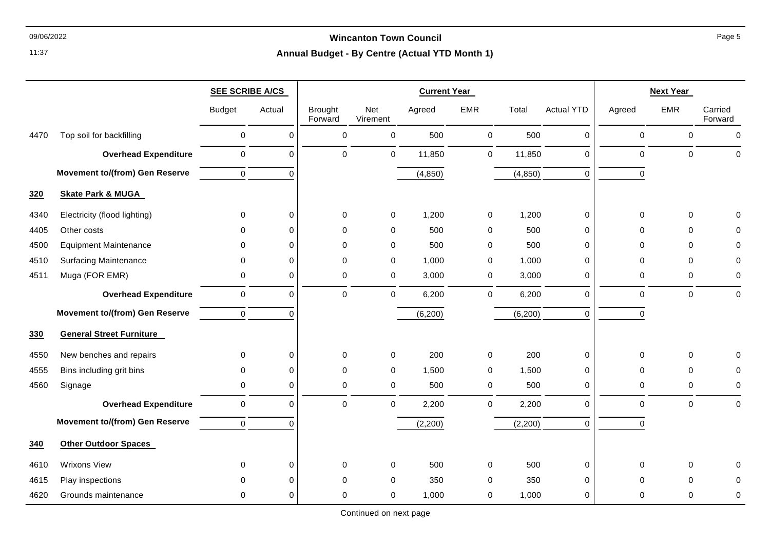# Wincanton Town Council

## Annual Budget - By Centre (Actual YTD Month 1)

| | | SEE SCRIBE A/CS | | Current Year | | | | | | Next Year | | |
|---|---|---|---|---|---|---|---|---|---|---|---|---|
| | | Budget | Actual | Brought Forward | Net Virement | Agreed | EMR | Total | Actual YTD | Agreed | EMR | Carried Forward |
| 4470 | Top soil for backfilling | 0 | 0 | 0 | 0 | 500 | 0 | 500 | 0 | 0 | 0 | 0 |
| | **Overhead Expenditure** | 0 | 0 | 0 | 0 | 11,850 | 0 | 11,850 | 0 | 0 | 0 | 0 |
| | **Movement to/(from) Gen Reserve** | 0 | 0 | | | (4,850) | | (4,850) | 0 | 0 | | |
| **320** | **Skate Park & MUGA** | | | | | | | | | | | |
| 4340 | Electricity (flood lighting) | 0 | 0 | 0 | 0 | 1,200 | 0 | 1,200 | 0 | 0 | 0 | 0 |
| 4405 | Other costs | 0 | 0 | 0 | 0 | 500 | 0 | 500 | 0 | 0 | 0 | 0 |
| 4500 | Equipment Maintenance | 0 | 0 | 0 | 0 | 500 | 0 | 500 | 0 | 0 | 0 | 0 |
| 4510 | Surfacing Maintenance | 0 | 0 | 0 | 0 | 1,000 | 0 | 1,000 | 0 | 0 | 0 | 0 |
| 4511 | Muga (FOR EMR) | 0 | 0 | 0 | 0 | 3,000 | 0 | 3,000 | 0 | 0 | 0 | 0 |
| | **Overhead Expenditure** | 0 | 0 | 0 | 0 | 6,200 | 0 | 6,200 | 0 | 0 | 0 | 0 |
| | **Movement to/(from) Gen Reserve** | 0 | 0 | | | (6,200) | | (6,200) | 0 | 0 | | |
| **330** | **General Street Furniture** | | | | | | | | | | | |
| 4550 | New benches and repairs | 0 | 0 | 0 | 0 | 200 | 0 | 200 | 0 | 0 | 0 | 0 |
| 4555 | Bins including grit bins | 0 | 0 | 0 | 0 | 1,500 | 0 | 1,500 | 0 | 0 | 0 | 0 |
| 4560 | Signage | 0 | 0 | 0 | 0 | 500 | 0 | 500 | 0 | 0 | 0 | 0 |
| | **Overhead Expenditure** | 0 | 0 | 0 | 0 | 2,200 | 0 | 2,200 | 0 | 0 | 0 | 0 |
| | **Movement to/(from) Gen Reserve** | 0 | 0 | | | (2,200) | | (2,200) | 0 | 0 | | |
| **340** | **Other Outdoor Spaces** | | | | | | | | | | | |
| 4610 | Wrixons View | 0 | 0 | 0 | 0 | 500 | 0 | 500 | 0 | 0 | 0 | 0 |
| 4615 | Play inspections | 0 | 0 | 0 | 0 | 350 | 0 | 350 | 0 | 0 | 0 | 0 |
| 4620 | Grounds maintenance | 0 | 0 | 0 | 0 | 1,000 | 0 | 1,000 | 0 | 0 | 0 | 0 |

Continued on next page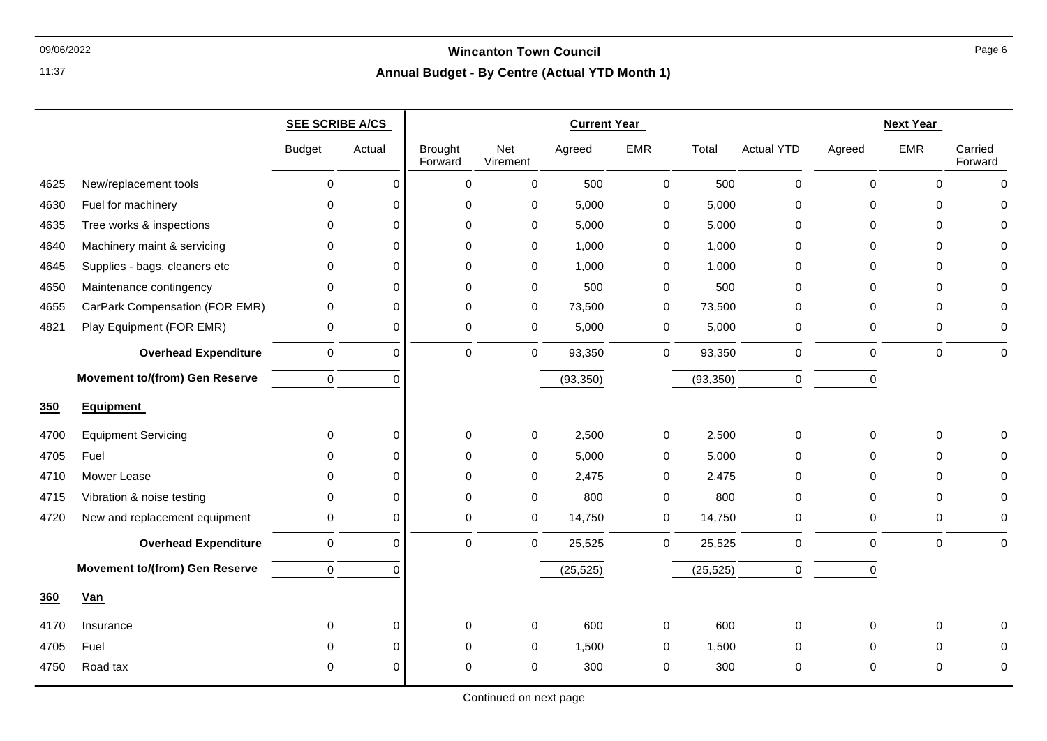| | | SEE SCRIBE A/CS | | Current Year | | | | | | Next Year | | |
|---|---|---|---|---|---|---|---|---|---|---|---|---|
| | | Budget | Actual | Brought Forward | Net Virement | Agreed | EMR | Total | Actual YTD | Agreed | EMR | Carried Forward |
| 4625 | New/replacement tools | 0 | 0 | 0 | 0 | 500 | 0 | 500 | 0 | 0 | 0 | 0 |
| 4630 | Fuel for machinery | 0 | 0 | 0 | 0 | 5,000 | 0 | 5,000 | 0 | 0 | 0 | 0 |
| 4635 | Tree works & inspections | 0 | 0 | 0 | 0 | 5,000 | 0 | 5,000 | 0 | 0 | 0 | 0 |
| 4640 | Machinery maint & servicing | 0 | 0 | 0 | 0 | 1,000 | 0 | 1,000 | 0 | 0 | 0 | 0 |
| 4645 | Supplies - bags, cleaners etc | 0 | 0 | 0 | 0 | 1,000 | 0 | 1,000 | 0 | 0 | 0 | 0 |
| 4650 | Maintenance contingency | 0 | 0 | 0 | 0 | 500 | 0 | 500 | 0 | 0 | 0 | 0 |
| 4655 | CarPark Compensation (FOR EMR) | 0 | 0 | 0 | 0 | 73,500 | 0 | 73,500 | 0 | 0 | 0 | 0 |
| 4821 | Play Equipment (FOR EMR) | 0 | 0 | 0 | 0 | 5,000 | 0 | 5,000 | 0 | 0 | 0 | 0 |
| | **Overhead Expenditure** | 0 | 0 | 0 | 0 | 93,350 | 0 | 93,350 | 0 | 0 | 0 | 0 |
| | **Movement to/(from) Gen Reserve** | 0 | 0 | | | (93,350) | | (93,350) | 0 | 0 | | |
| **350** | **Equipment** | | | | | | | | | | | |
| 4700 | Equipment Servicing | 0 | 0 | 0 | 0 | 2,500 | 0 | 2,500 | 0 | 0 | 0 | 0 |
| 4705 | Fuel | 0 | 0 | 0 | 0 | 5,000 | 0 | 5,000 | 0 | 0 | 0 | 0 |
| 4710 | Mower Lease | 0 | 0 | 0 | 0 | 2,475 | 0 | 2,475 | 0 | 0 | 0 | 0 |
| 4715 | Vibration & noise testing | 0 | 0 | 0 | 0 | 800 | 0 | 800 | 0 | 0 | 0 | 0 |
| 4720 | New and replacement equipment | 0 | 0 | 0 | 0 | 14,750 | 0 | 14,750 | 0 | 0 | 0 | 0 |
| | **Overhead Expenditure** | 0 | 0 | 0 | 0 | 25,525 | 0 | 25,525 | 0 | 0 | 0 | 0 |
| | **Movement to/(from) Gen Reserve** | 0 | 0 | | | (25,525) | | (25,525) | 0 | 0 | | |
| **360** | **Van** | | | | | | | | | | | |
| 4170 | Insurance | 0 | 0 | 0 | 0 | 600 | 0 | 600 | 0 | 0 | 0 | 0 |
| 4705 | Fuel | 0 | 0 | 0 | 0 | 1,500 | 0 | 1,500 | 0 | 0 | 0 | 0 |
| 4750 | Road tax | 0 | 0 | 0 | 0 | 300 | 0 | 300 | 0 | 0 | 0 | 0 |

Continued on next page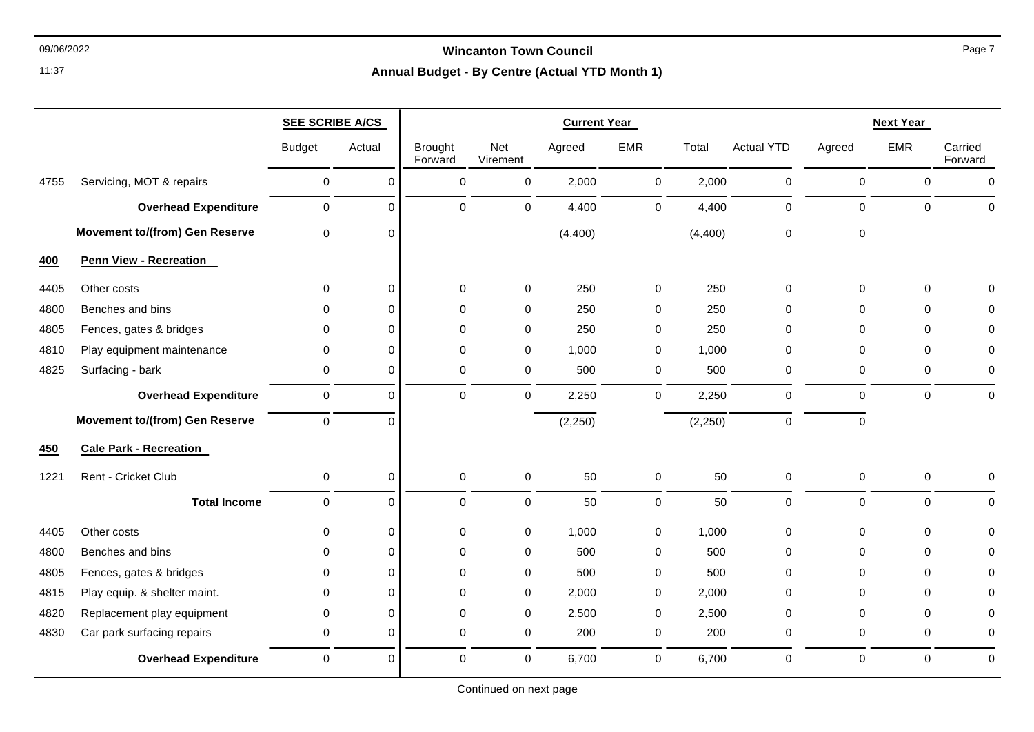| | | SEE SCRIBE A/CS | | Current Year | | | | | | Next Year | | |
|---|---|---|---|---|---|---|---|---|---|---|---|---|
| | | Budget | Actual | Brought Forward | Net Virement | Agreed | EMR | Total | Actual YTD | Agreed | EMR | Carried Forward |
| 4755 | Servicing, MOT & repairs | 0 | 0 | 0 | 0 | 2,000 | 0 | 2,000 | 0 | 0 | 0 | 0 |
| | **Overhead Expenditure** | 0 | 0 | 0 | 0 | 4,400 | 0 | 4,400 | 0 | 0 | 0 | 0 |
| | **Movement to/(from) Gen Reserve** | 0 | 0 | | | (4,400) | | (4,400) | 0 | 0 | | |
| **400** | **Penn View - Recreation** | | | | | | | | | | | |
| 4405 | Other costs | 0 | 0 | 0 | 0 | 250 | 0 | 250 | 0 | 0 | 0 | 0 |
| 4800 | Benches and bins | 0 | 0 | 0 | 0 | 250 | 0 | 250 | 0 | 0 | 0 | 0 |
| 4805 | Fences, gates & bridges | 0 | 0 | 0 | 0 | 250 | 0 | 250 | 0 | 0 | 0 | 0 |
| 4810 | Play equipment maintenance | 0 | 0 | 0 | 0 | 1,000 | 0 | 1,000 | 0 | 0 | 0 | 0 |
| 4825 | Surfacing - bark | 0 | 0 | 0 | 0 | 500 | 0 | 500 | 0 | 0 | 0 | 0 |
| | **Overhead Expenditure** | 0 | 0 | 0 | 0 | 2,250 | 0 | 2,250 | 0 | 0 | 0 | 0 |
| | **Movement to/(from) Gen Reserve** | 0 | 0 | | | (2,250) | | (2,250) | 0 | 0 | | |
| **450** | **Cale Park - Recreation** | | | | | | | | | | | |
| 1221 | Rent - Cricket Club | 0 | 0 | 0 | 0 | 50 | 0 | 50 | 0 | 0 | 0 | 0 |
| | **Total Income** | 0 | 0 | 0 | 0 | 50 | 0 | 50 | 0 | 0 | 0 | 0 |
| 4405 | Other costs | 0 | 0 | 0 | 0 | 1,000 | 0 | 1,000 | 0 | 0 | 0 | 0 |
| 4800 | Benches and bins | 0 | 0 | 0 | 0 | 500 | 0 | 500 | 0 | 0 | 0 | 0 |
| 4805 | Fences, gates & bridges | 0 | 0 | 0 | 0 | 500 | 0 | 500 | 0 | 0 | 0 | 0 |
| 4815 | Play equip. & shelter maint. | 0 | 0 | 0 | 0 | 2,000 | 0 | 2,000 | 0 | 0 | 0 | 0 |
| 4820 | Replacement play equipment | 0 | 0 | 0 | 0 | 2,500 | 0 | 2,500 | 0 | 0 | 0 | 0 |
| 4830 | Car park surfacing repairs | 0 | 0 | 0 | 0 | 200 | 0 | 200 | 0 | 0 | 0 | 0 |
| | **Overhead Expenditure** | 0 | 0 | 0 | 0 | 6,700 | 0 | 6,700 | 0 | 0 | 0 | 0 |

Continued on next page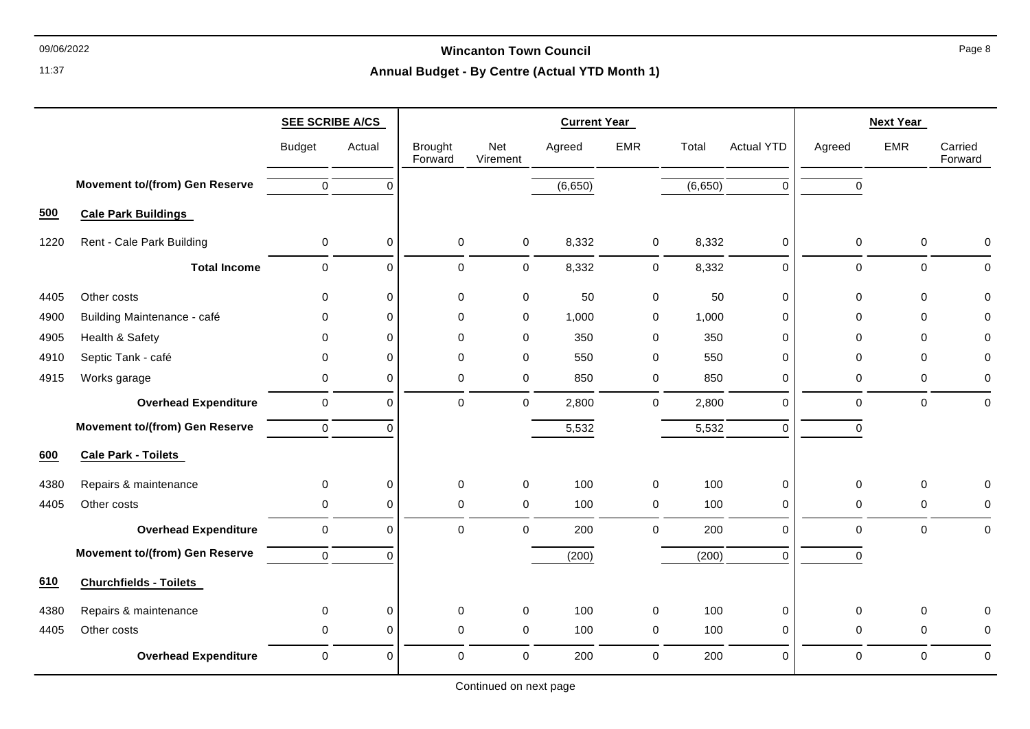# Wincanton Town Council

## Annual Budget - By Centre (Actual YTD Month 1)

| | | SEE SCRIBE A/CS | | Current Year | | | | | | Next Year | | |
|---|---|---|---|---|---|---|---|---|---|---|---|---|
| | | Budget | Actual | Brought Forward | Net Virement | Agreed | EMR | Total | Actual YTD | Agreed | EMR | Carried Forward |
| | **Movement to/(from) Gen Reserve** | 0 | 0 | | | (6,650) | | (6,650) | 0 | 0 | | |
| **500** | **Cale Park Buildings** | | | | | | | | | | | |
| 1220 | Rent - Cale Park Building | 0 | 0 | 0 | 0 | 8,332 | 0 | 8,332 | 0 | 0 | 0 | 0 |
| | **Total Income** | 0 | 0 | 0 | 0 | 8,332 | 0 | 8,332 | 0 | 0 | 0 | 0 |
| 4405 | Other costs | 0 | 0 | 0 | 0 | 50 | 0 | 50 | 0 | 0 | 0 | 0 |
| 4900 | Building Maintenance - café | 0 | 0 | 0 | 0 | 1,000 | 0 | 1,000 | 0 | 0 | 0 | 0 |
| 4905 | Health & Safety | 0 | 0 | 0 | 0 | 350 | 0 | 350 | 0 | 0 | 0 | 0 |
| 4910 | Septic Tank - café | 0 | 0 | 0 | 0 | 550 | 0 | 550 | 0 | 0 | 0 | 0 |
| 4915 | Works garage | 0 | 0 | 0 | 0 | 850 | 0 | 850 | 0 | 0 | 0 | 0 |
| | **Overhead Expenditure** | 0 | 0 | 0 | 0 | 2,800 | 0 | 2,800 | 0 | 0 | 0 | 0 |
| | **Movement to/(from) Gen Reserve** | 0 | 0 | | | 5,532 | | 5,532 | 0 | 0 | | |
| **600** | **Cale Park - Toilets** | | | | | | | | | | | |
| 4380 | Repairs & maintenance | 0 | 0 | 0 | 0 | 100 | 0 | 100 | 0 | 0 | 0 | 0 |
| 4405 | Other costs | 0 | 0 | 0 | 0 | 100 | 0 | 100 | 0 | 0 | 0 | 0 |
| | **Overhead Expenditure** | 0 | 0 | 0 | 0 | 200 | 0 | 200 | 0 | 0 | 0 | 0 |
| | **Movement to/(from) Gen Reserve** | 0 | 0 | | | (200) | | (200) | 0 | 0 | | |
| **610** | **Churchfields - Toilets** | | | | | | | | | | | |
| 4380 | Repairs & maintenance | 0 | 0 | 0 | 0 | 100 | 0 | 100 | 0 | 0 | 0 | 0 |
| 4405 | Other costs | 0 | 0 | 0 | 0 | 100 | 0 | 100 | 0 | 0 | 0 | 0 |
| | **Overhead Expenditure** | 0 | 0 | 0 | 0 | 200 | 0 | 200 | 0 | 0 | 0 | 0 |

Continued on next page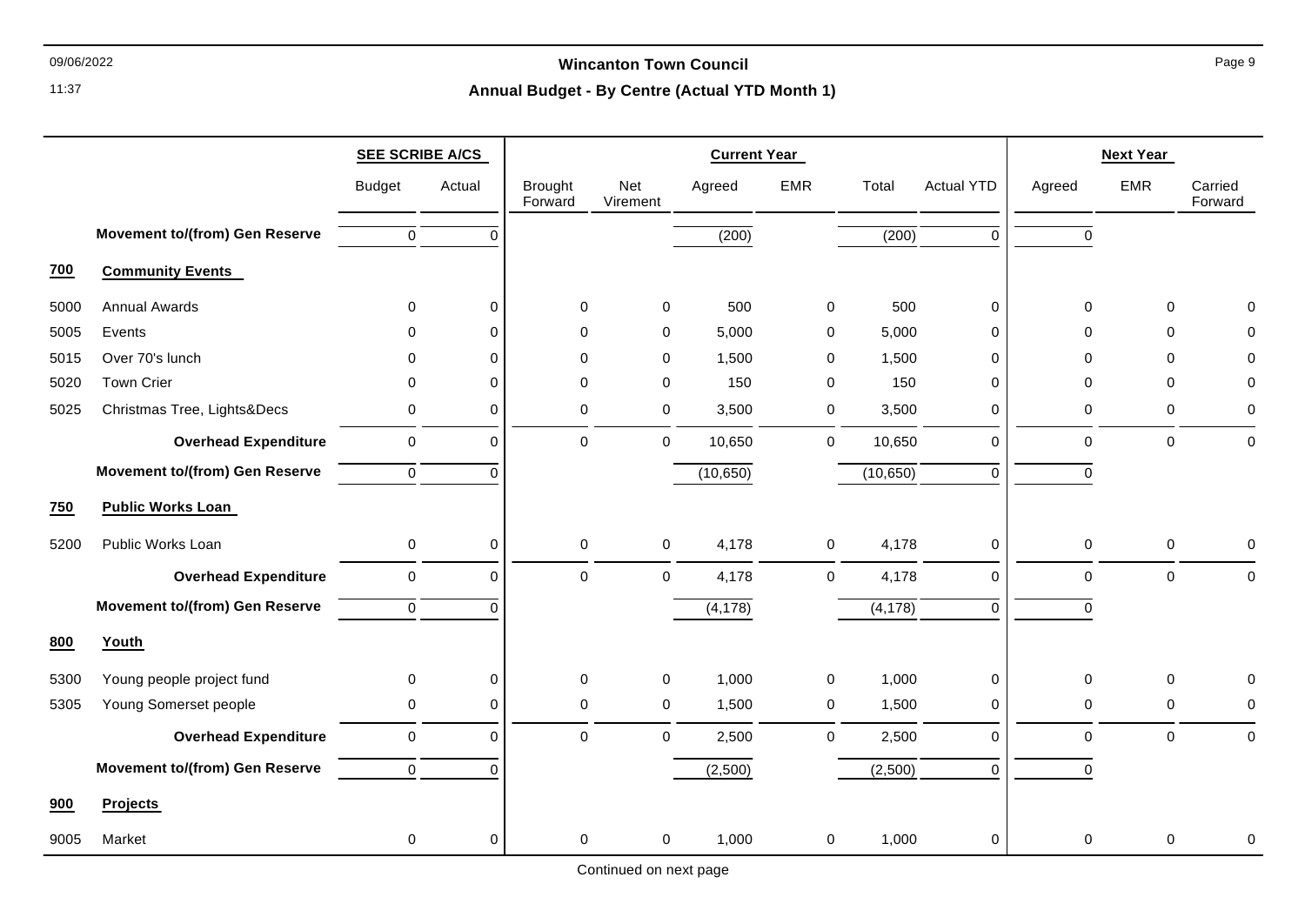## Wincanton Town Council

### Annual Budget - By Centre (Actual YTD Month 1)

| | | SEE SCRIBE A/CS | | Current Year | | | | | | Next Year | | |
|---|---|---|---|---|---|---|---|---|---|---|---|---|
| | | Budget | Actual | Brought Forward | Net Virement | Agreed | EMR | Total | Actual YTD | Agreed | EMR | Carried Forward |
| | **Movement to/(from) Gen Reserve** | 0 | 0 | | | (200) | | (200) | 0 | 0 | | |
| **700** | **Community Events** | | | | | | | | | | | |
| 5000 | Annual Awards | 0 | 0 | 0 | 0 | 500 | 0 | 500 | 0 | 0 | 0 | 0 |
| 5005 | Events | 0 | 0 | 0 | 0 | 5,000 | 0 | 5,000 | 0 | 0 | 0 | 0 |
| 5015 | Over 70's lunch | 0 | 0 | 0 | 0 | 1,500 | 0 | 1,500 | 0 | 0 | 0 | 0 |
| 5020 | Town Crier | 0 | 0 | 0 | 0 | 150 | 0 | 150 | 0 | 0 | 0 | 0 |
| 5025 | Christmas Tree, Lights&Decs | 0 | 0 | 0 | 0 | 3,500 | 0 | 3,500 | 0 | 0 | 0 | 0 |
| | **Overhead Expenditure** | 0 | 0 | 0 | 0 | 10,650 | 0 | 10,650 | 0 | 0 | 0 | 0 |
| | **Movement to/(from) Gen Reserve** | 0 | 0 | | | (10,650) | | (10,650) | 0 | 0 | | |
| **750** | **Public Works Loan** | | | | | | | | | | | |
| 5200 | Public Works Loan | 0 | 0 | 0 | 0 | 4,178 | 0 | 4,178 | 0 | 0 | 0 | 0 |
| | **Overhead Expenditure** | 0 | 0 | 0 | 0 | 4,178 | 0 | 4,178 | 0 | 0 | 0 | 0 |
| | **Movement to/(from) Gen Reserve** | 0 | 0 | | | (4,178) | | (4,178) | 0 | 0 | | |
| **800** | **Youth** | | | | | | | | | | | |
| 5300 | Young people project fund | 0 | 0 | 0 | 0 | 1,000 | 0 | 1,000 | 0 | 0 | 0 | 0 |
| 5305 | Young Somerset people | 0 | 0 | 0 | 0 | 1,500 | 0 | 1,500 | 0 | 0 | 0 | 0 |
| | **Overhead Expenditure** | 0 | 0 | 0 | 0 | 2,500 | 0 | 2,500 | 0 | 0 | 0 | 0 |
| | **Movement to/(from) Gen Reserve** | 0 | 0 | | | (2,500) | | (2,500) | 0 | 0 | | |
| **900** | **Projects** | | | | | | | | | | | |
| 9005 | Market | 0 | 0 | 0 | 0 | 1,000 | 0 | 1,000 | 0 | 0 | 0 | 0 |

Continued on next page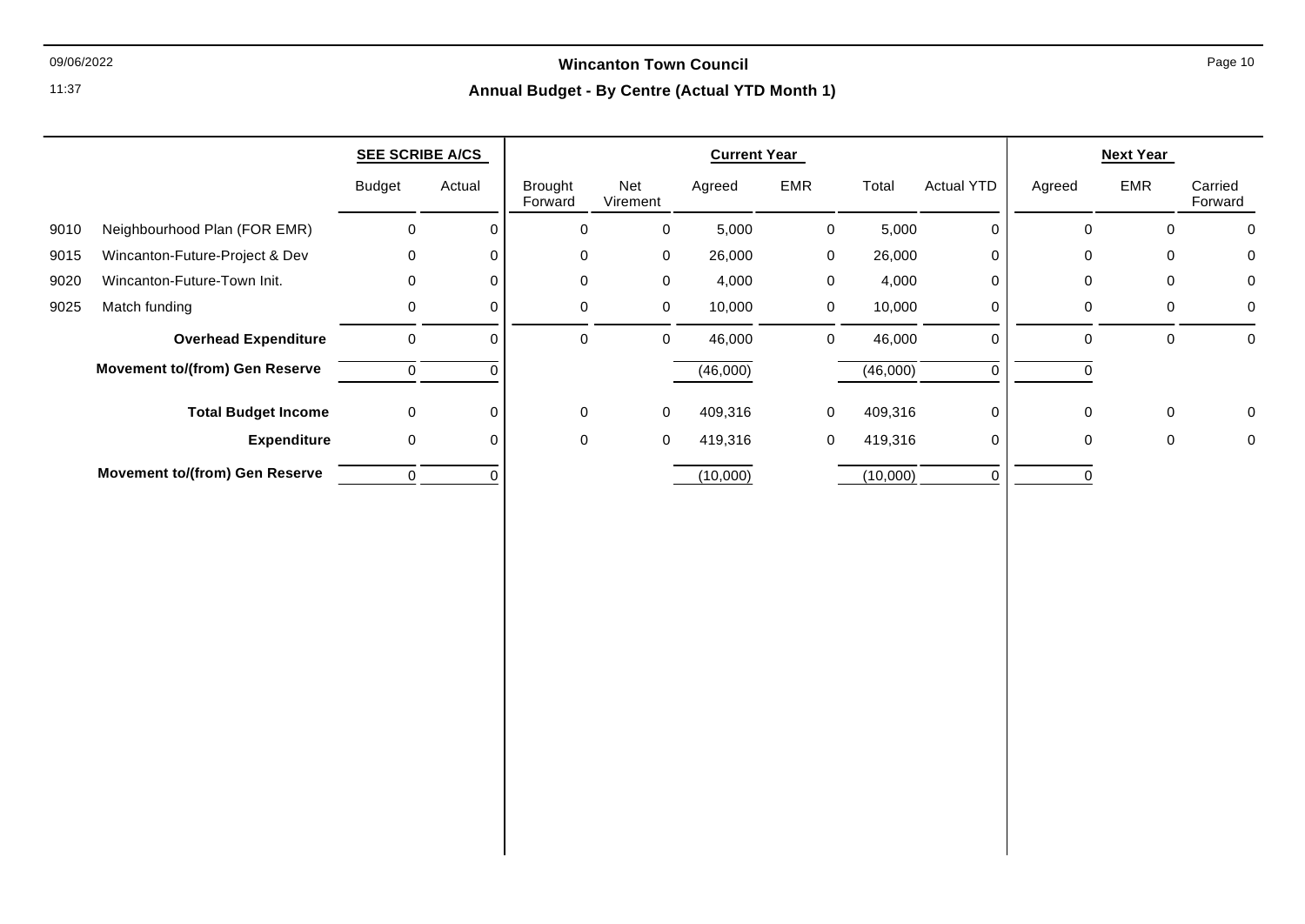## Wincanton Town Council

### Annual Budget - By Centre (Actual YTD Month 1)

| | | SEE SCRIBE A/CS | | Current Year | | | | | | Next Year | | |
|---|---|---|---|---|---|---|---|---|---|---|---|---|
| | | Budget | Actual | Brought Forward | Net Virement | Agreed | EMR | Total | Actual YTD | Agreed | EMR | Carried Forward |
| 9010 | Neighbourhood Plan (FOR EMR) | 0 | 0 | 0 | 0 | 5,000 | 0 | 5,000 | 0 | 0 | 0 | 0 |
| 9015 | Wincanton-Future-Project & Dev | 0 | 0 | 0 | 0 | 26,000 | 0 | 26,000 | 0 | 0 | 0 | 0 |
| 9020 | Wincanton-Future-Town Init. | 0 | 0 | 0 | 0 | 4,000 | 0 | 4,000 | 0 | 0 | 0 | 0 |
| 9025 | Match funding | 0 | 0 | 0 | 0 | 10,000 | 0 | 10,000 | 0 | 0 | 0 | 0 |
| | **Overhead Expenditure** | 0 | 0 | 0 | 0 | 46,000 | 0 | 46,000 | 0 | 0 | 0 | 0 |
| | **Movement to/(from) Gen Reserve** | 0 | 0 | | | (46,000) | | (46,000) | 0 | 0 | | |
| | **Total Budget Income** | 0 | 0 | 0 | 0 | 409,316 | 0 | 409,316 | 0 | 0 | 0 | 0 |
| | **Expenditure** | 0 | 0 | 0 | 0 | 419,316 | 0 | 419,316 | 0 | 0 | 0 | 0 |
| | **Movement to/(from) Gen Reserve** | 0 | 0 | | | (10,000) | | (10,000) | 0 | 0 | | |